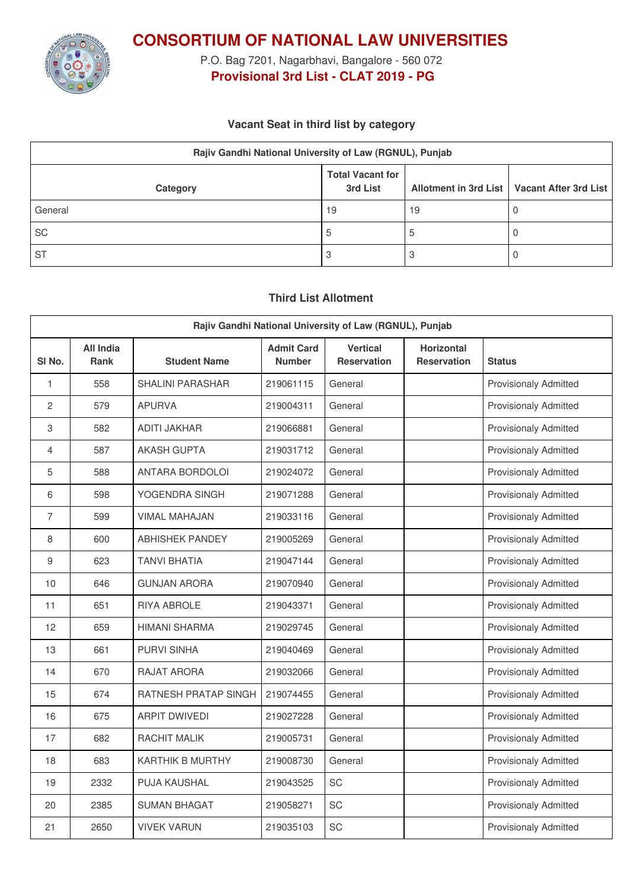# CONSORTIUM OF NATIONAL LAW UNIVERSITIES

P.O. Bag 7201, Nagarbhavi, Bangalore - 560 072

**Provisional 3rd List - CLAT 2019 - PG**

### Vacant Seat in third list by category

| Rajiv Gandhi National University of Law (RGNUL), Punjab | | | |
|---|---|---|---|
| Category | Total Vacant for 3rd List | Allotment in 3rd List | Vacant After 3rd List |
| General | 19 | 19 | 0 |
| SC | 5 | 5 | 0 |
| ST | 3 | 3 | 0 |

### Third List Allotment

| Rajiv Gandhi National University of Law (RGNUL), Punjab | | | | | | |
|---|---|---|---|---|---|---|
| Sl No. | All India Rank | Student Name | Admit Card Number | Vertical Reservation | Horizontal Reservation | Status |
| 1 | 558 | SHALINI PARASHAR | 219061115 | General | | Provisionaly Admitted |
| 2 | 579 | APURVA | 219004311 | General | | Provisionaly Admitted |
| 3 | 582 | ADITI JAKHAR | 219066881 | General | | Provisionaly Admitted |
| 4 | 587 | AKASH GUPTA | 219031712 | General | | Provisionaly Admitted |
| 5 | 588 | ANTARA BORDOLOI | 219024072 | General | | Provisionaly Admitted |
| 6 | 598 | YOGENDRA SINGH | 219071288 | General | | Provisionaly Admitted |
| 7 | 599 | VIMAL MAHAJAN | 219033116 | General | | Provisionaly Admitted |
| 8 | 600 | ABHISHEK PANDEY | 219005269 | General | | Provisionaly Admitted |
| 9 | 623 | TANVI BHATIA | 219047144 | General | | Provisionaly Admitted |
| 10 | 646 | GUNJAN ARORA | 219070940 | General | | Provisionaly Admitted |
| 11 | 651 | RIYA ABROLE | 219043371 | General | | Provisionaly Admitted |
| 12 | 659 | HIMANI SHARMA | 219029745 | General | | Provisionaly Admitted |
| 13 | 661 | PURVI SINHA | 219040469 | General | | Provisionaly Admitted |
| 14 | 670 | RAJAT ARORA | 219032066 | General | | Provisionaly Admitted |
| 15 | 674 | RATNESH PRATAP SINGH | 219074455 | General | | Provisionaly Admitted |
| 16 | 675 | ARPIT DWIVEDI | 219027228 | General | | Provisionaly Admitted |
| 17 | 682 | RACHIT MALIK | 219005731 | General | | Provisionaly Admitted |
| 18 | 683 | KARTHIK B MURTHY | 219008730 | General | | Provisionaly Admitted |
| 19 | 2332 | PUJA KAUSHAL | 219043525 | SC | | Provisionaly Admitted |
| 20 | 2385 | SUMAN BHAGAT | 219058271 | SC | | Provisionaly Admitted |
| 21 | 2650 | VIVEK VARUN | 219035103 | SC | | Provisionaly Admitted |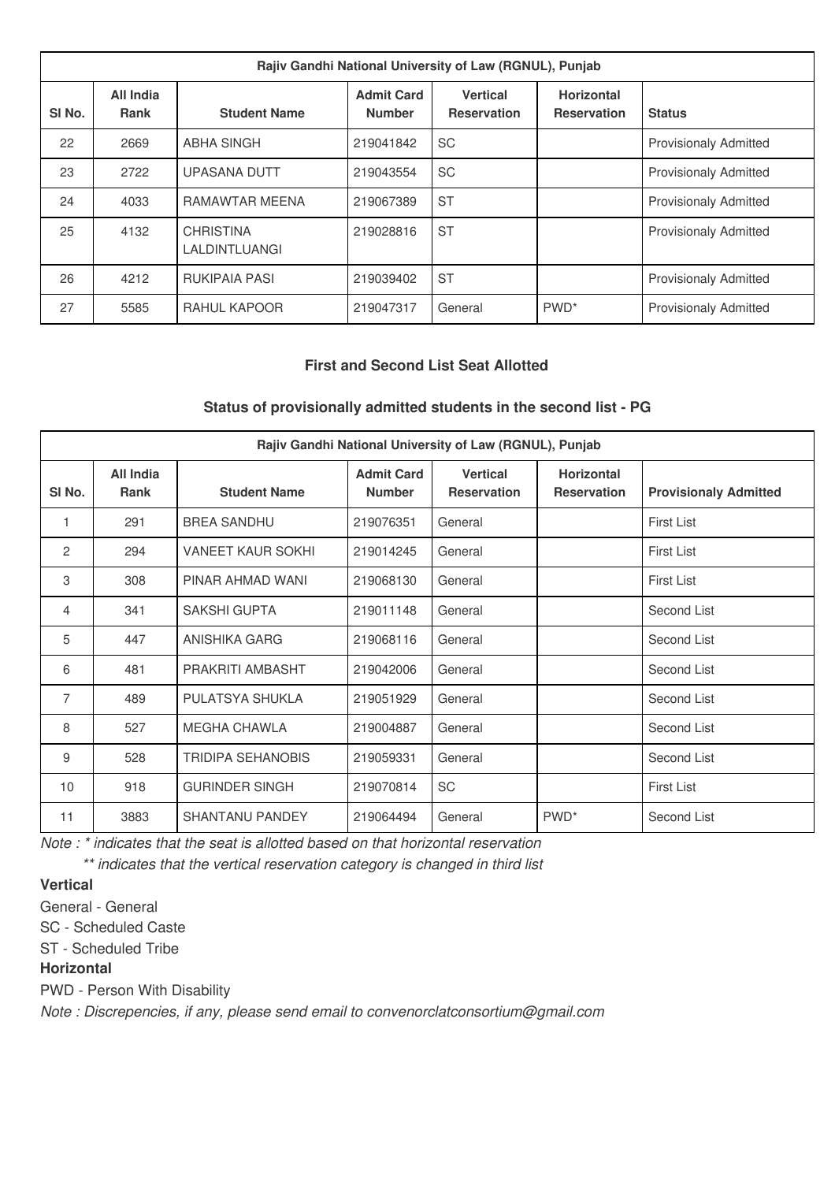| Rajiv Gandhi National University of Law (RGNUL), Punjab | | | | | | |
|---|---|---|---|---|---|---|
| Sl No. | All India Rank | Student Name | Admit Card Number | Vertical Reservation | Horizontal Reservation | Status |
| 22 | 2669 | ABHA SINGH | 219041842 | SC | | Provisionaly Admitted |
| 23 | 2722 | UPASANA DUTT | 219043554 | SC | | Provisionaly Admitted |
| 24 | 4033 | RAMAWTAR MEENA | 219067389 | ST | | Provisionaly Admitted |
| 25 | 4132 | CHRISTINA LALDINTLUANGI | 219028816 | ST | | Provisionaly Admitted |
| 26 | 4212 | RUKIPAIA PASI | 219039402 | ST | | Provisionaly Admitted |
| 27 | 5585 | RAHUL KAPOOR | 219047317 | General | PWD* | Provisionaly Admitted |

### First and Second List Seat Allotted

### Status of provisionally admitted students in the second list - PG

| Rajiv Gandhi National University of Law (RGNUL), Punjab | | | | | | |
|---|---|---|---|---|---|---|
| Sl No. | All India Rank | Student Name | Admit Card Number | Vertical Reservation | Horizontal Reservation | Provisionaly Admitted |
| 1 | 291 | BREA SANDHU | 219076351 | General | | First List |
| 2 | 294 | VANEET KAUR SOKHI | 219014245 | General | | First List |
| 3 | 308 | PINAR AHMAD WANI | 219068130 | General | | First List |
| 4 | 341 | SAKSHI GUPTA | 219011148 | General | | Second List |
| 5 | 447 | ANISHIKA GARG | 219068116 | General | | Second List |
| 6 | 481 | PRAKRITI AMBASHT | 219042006 | General | | Second List |
| 7 | 489 | PULATSYA SHUKLA | 219051929 | General | | Second List |
| 8 | 527 | MEGHA CHAWLA | 219004887 | General | | Second List |
| 9 | 528 | TRIDIPA SEHANOBIS | 219059331 | General | | Second List |
| 10 | 918 | GURINDER SINGH | 219070814 | SC | | First List |
| 11 | 3883 | SHANTANU PANDEY | 219064494 | General | PWD* | Second List |

*Note : * indicates that the seat is allotted based on that horizontal reservation*

*** indicates that the vertical reservation category is changed in third list*

**Vertical**

General - General

SC - Scheduled Caste

ST - Scheduled Tribe

**Horizontal**

PWD - Person With Disability

*Note : Discrepencies, if any, please send email to convenorclatconsortium@gmail.com*